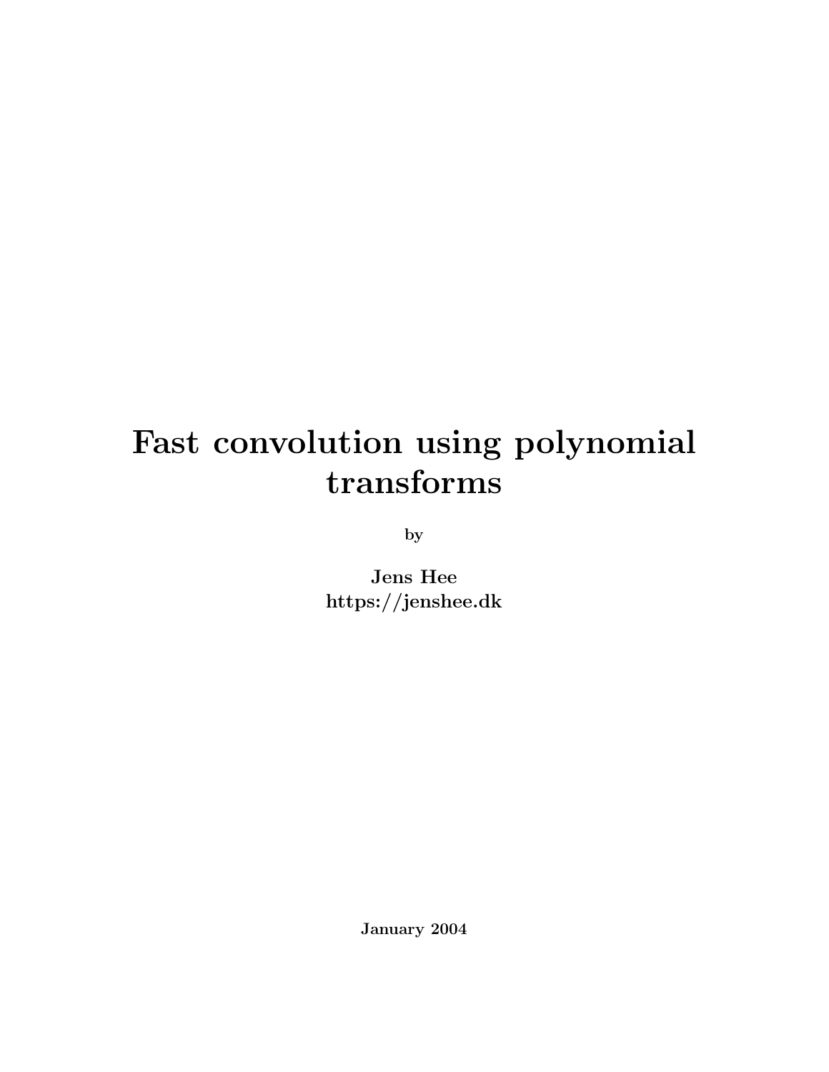# Fast convolution using polynomial transforms

by

**Jens Hee**
**https://jenshee.dk**

**January 2004**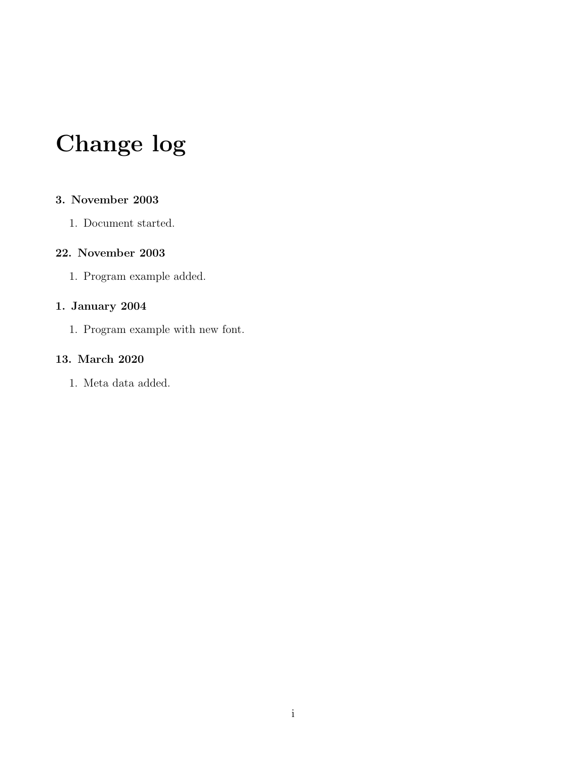# Change log

### 3. November 2003

1. Document started.

### 22. November 2003

1. Program example added.

### 1. January 2004

1. Program example with new font.

### 13. March 2020

1. Meta data added.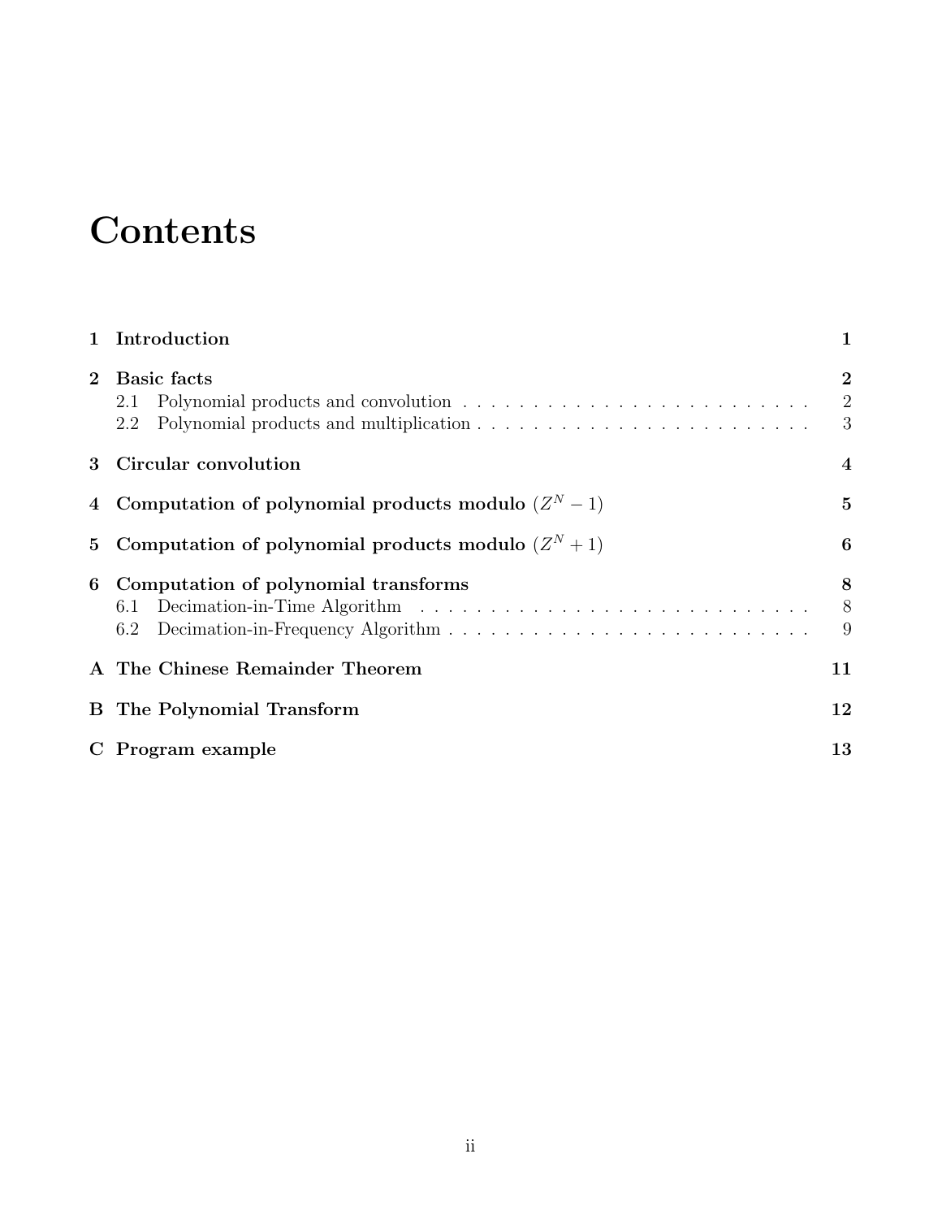# Contents

1 **Introduction** 1

2 **Basic facts** 2
  2.1 Polynomial products and convolution 2
  2.2 Polynomial products and multiplication 3

3 **Circular convolution** 4

4 **Computation of polynomial products modulo** $(Z^N - 1)$ 5

5 **Computation of polynomial products modulo** $(Z^N + 1)$ 6

6 **Computation of polynomial transforms** 8
  6.1 Decimation-in-Time Algorithm 8
  6.2 Decimation-in-Frequency Algorithm 9

A **The Chinese Remainder Theorem** 11

B **The Polynomial Transform** 12

C **Program example** 13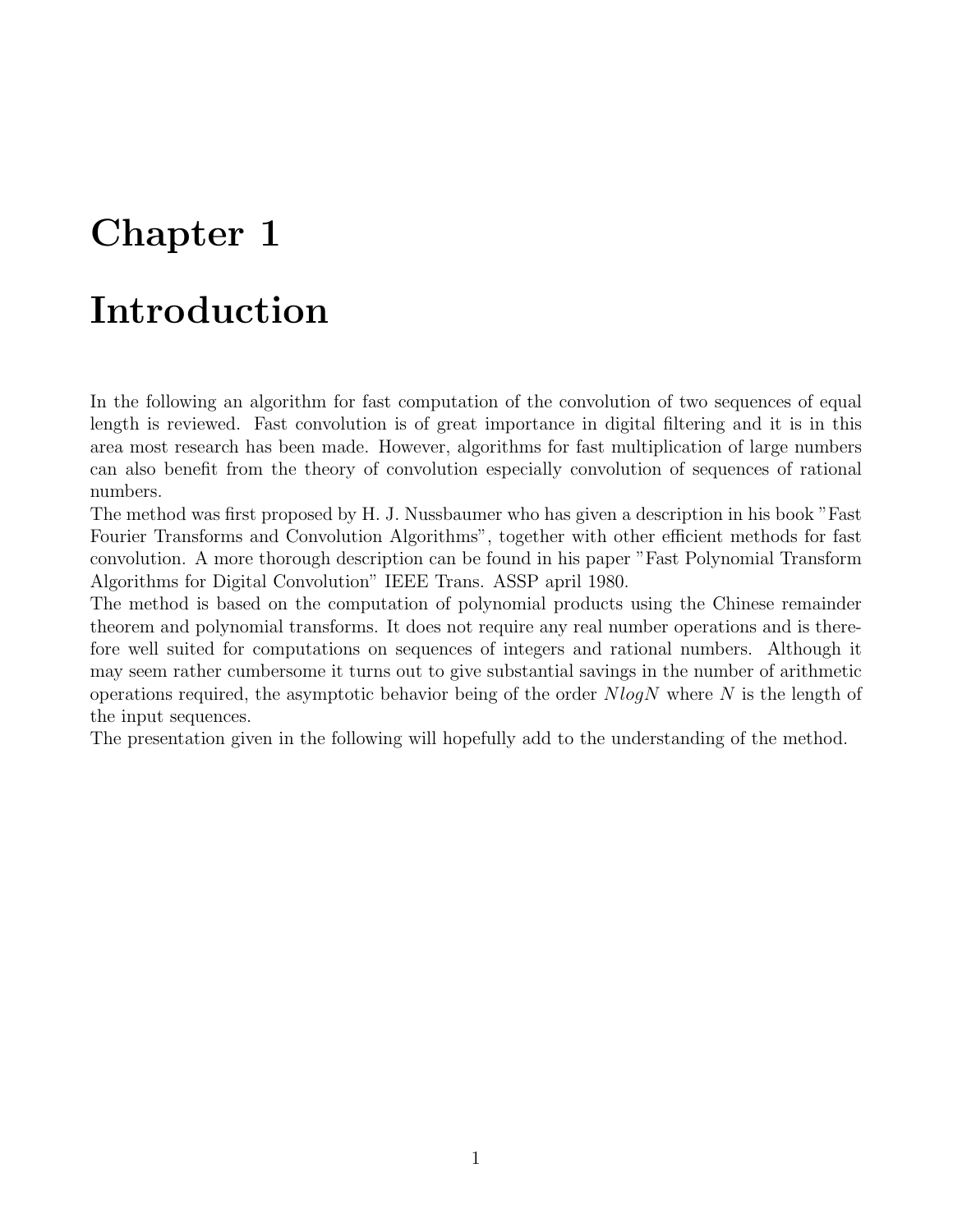# Chapter 1

# Introduction

In the following an algorithm for fast computation of the convolution of two sequences of equal length is reviewed. Fast convolution is of great importance in digital filtering and it is in this area most research has been made. However, algorithms for fast multiplication of large numbers can also benefit from the theory of convolution especially convolution of sequences of rational numbers.
The method was first proposed by H. J. Nussbaumer who has given a description in his book "Fast Fourier Transforms and Convolution Algorithms", together with other efficient methods for fast convolution. A more thorough description can be found in his paper "Fast Polynomial Transform Algorithms for Digital Convolution" IEEE Trans. ASSP april 1980.
The method is based on the computation of polynomial products using the Chinese remainder theorem and polynomial transforms. It does not require any real number operations and is therefore well suited for computations on sequences of integers and rational numbers. Although it may seem rather cumbersome it turns out to give substantial savings in the number of arithmetic operations required, the asymptotic behavior being of the order $NlogN$ where $N$ is the length of the input sequences.
The presentation given in the following will hopefully add to the understanding of the method.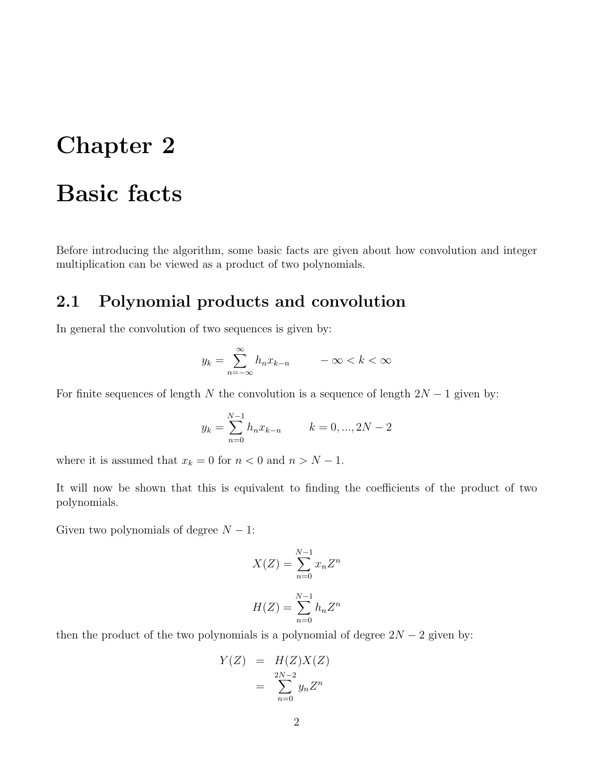# Chapter 2

# Basic facts

Before introducing the algorithm, some basic facts are given about how convolution and integer multiplication can be viewed as a product of two polynomials.

## 2.1 Polynomial products and convolution

In general the convolution of two sequences is given by:

$$y_k = \sum_{n=-\infty}^{\infty} h_n x_{k-n} \qquad -\infty < k < \infty$$

For finite sequences of length $N$ the convolution is a sequence of length $2N-1$ given by:

$$y_k = \sum_{n=0}^{N-1} h_n x_{k-n} \qquad k = 0, ..., 2N-2$$

where it is assumed that $x_k = 0$ for $n < 0$ and $n > N-1$.

It will now be shown that this is equivalent to finding the coefficients of the product of two polynomials.

Given two polynomials of degree $N-1$:

$$X(Z) = \sum_{n=0}^{N-1} x_n Z^n$$

$$H(Z) = \sum_{n=0}^{N-1} h_n Z^n$$

then the product of the two polynomials is a polynomial of degree $2N-2$ given by:

$$\begin{aligned} Y(Z) &= H(Z)X(Z) \\ &= \sum_{n=0}^{2N-2} y_n Z^n \end{aligned}$$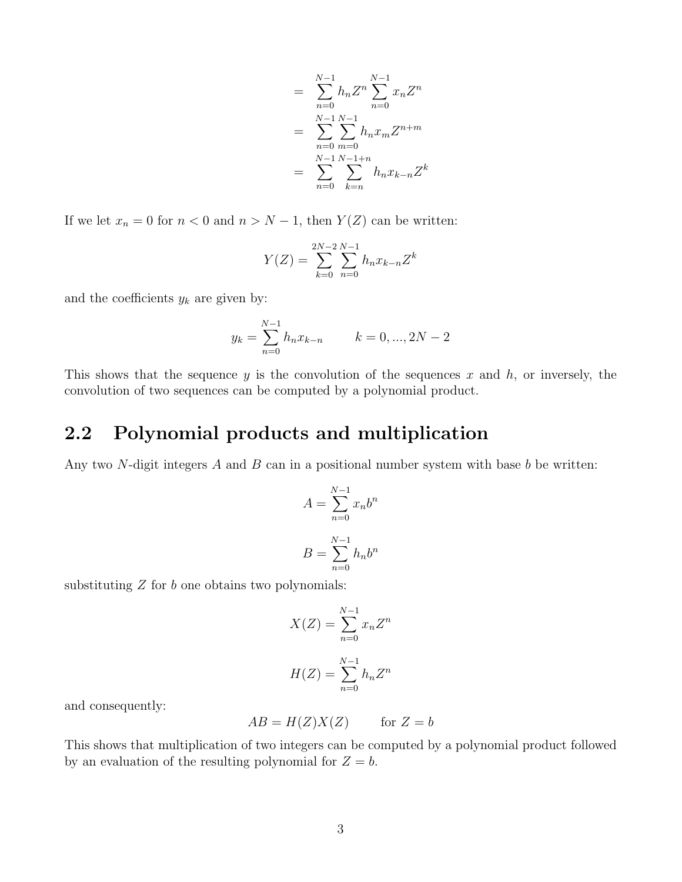$$
\begin{aligned}
&= \sum_{n=0}^{N-1} h_n Z^n \sum_{n=0}^{N-1} x_n Z^n \\
&= \sum_{n=0}^{N-1} \sum_{m=0}^{N-1} h_n x_m Z^{n+m} \\
&= \sum_{n=0}^{N-1} \sum_{k=n}^{N-1+n} h_n x_{k-n} Z^k
\end{aligned}
$$

If we let $x_n = 0$ for $n < 0$ and $n > N-1$, then $Y(Z)$ can be written:

$$
Y(Z) = \sum_{k=0}^{2N-2} \sum_{n=0}^{N-1} h_n x_{k-n} Z^k
$$

and the coefficients $y_k$ are given by:

$$
y_k = \sum_{n=0}^{N-1} h_n x_{k-n} \qquad k = 0, ..., 2N-2
$$

This shows that the sequence $y$ is the convolution of the sequences $x$ and $h$, or inversely, the convolution of two sequences can be computed by a polynomial product.

## 2.2 Polynomial products and multiplication

Any two $N$-digit integers $A$ and $B$ can in a positional number system with base $b$ be written:

$$
A = \sum_{n=0}^{N-1} x_n b^n
$$

$$
B = \sum_{n=0}^{N-1} h_n b^n
$$

substituting $Z$ for $b$ one obtains two polynomials:

$$
X(Z) = \sum_{n=0}^{N-1} x_n Z^n
$$

$$
H(Z) = \sum_{n=0}^{N-1} h_n Z^n
$$

and consequently:

$$
AB = H(Z)X(Z) \qquad \text{for } Z = b
$$

This shows that multiplication of two integers can be computed by a polynomial product followed by an evaluation of the resulting polynomial for $Z = b$.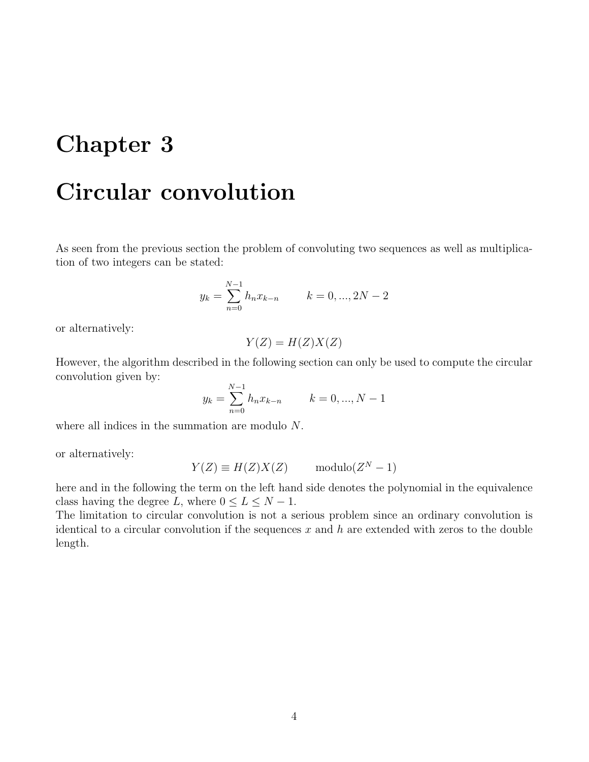# Chapter 3

# Circular convolution

As seen from the previous section the problem of convoluting two sequences as well as multiplication of two integers can be stated:

$$y_k = \sum_{n=0}^{N-1} h_n x_{k-n} \qquad k = 0, ..., 2N-2$$

or alternatively:

$$Y(Z) = H(Z)X(Z)$$

However, the algorithm described in the following section can only be used to compute the circular convolution given by:

$$y_k = \sum_{n=0}^{N-1} h_n x_{k-n} \qquad k = 0, ..., N-1$$

where all indices in the summation are modulo $N$.

or alternatively:

$$Y(Z) \equiv H(Z)X(Z) \qquad \text{modulo}(Z^N - 1)$$

here and in the following the term on the left hand side denotes the polynomial in the equivalence class having the degree $L$, where $0 \leq L \leq N-1$.
The limitation to circular convolution is not a serious problem since an ordinary convolution is identical to a circular convolution if the sequences $x$ and $h$ are extended with zeros to the double length.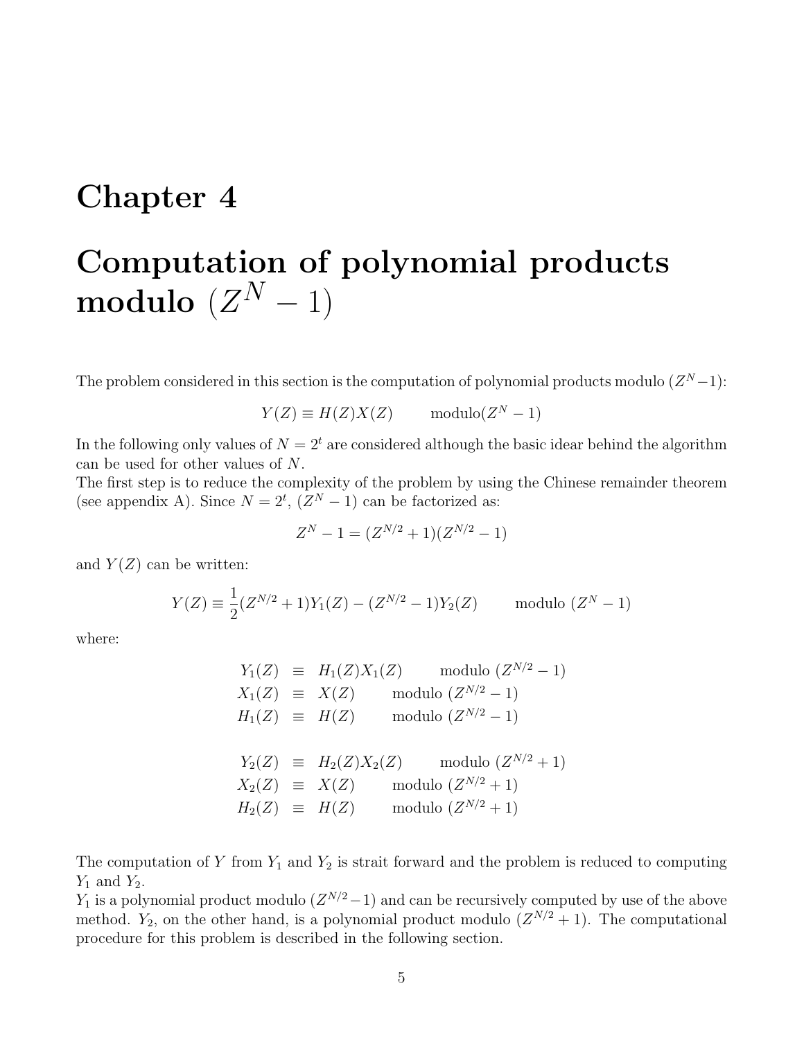# Chapter 4

# Computation of polynomial products modulo $(Z^N - 1)$

The problem considered in this section is the computation of polynomial products modulo $(Z^N - 1)$:

$$Y(Z) \equiv H(Z)X(Z) \qquad \text{modulo}(Z^N - 1)$$

In the following only values of $N = 2^t$ are considered although the basic idear behind the algorithm can be used for other values of $N$.
The first step is to reduce the complexity of the problem by using the Chinese remainder theorem (see appendix A). Since $N = 2^t$, $(Z^N - 1)$ can be factorized as:

$$Z^N - 1 = (Z^{N/2} + 1)(Z^{N/2} - 1)$$

and $Y(Z)$ can be written:

$$Y(Z) \equiv \frac{1}{2}(Z^{N/2} + 1)Y_1(Z) - (Z^{N/2} - 1)Y_2(Z) \qquad \text{modulo } (Z^N - 1)$$

where:

$$\begin{aligned}
Y_1(Z) &\equiv H_1(Z)X_1(Z) \qquad \text{modulo } (Z^{N/2} - 1) \\
X_1(Z) &\equiv X(Z) \qquad \text{modulo } (Z^{N/2} - 1) \\
H_1(Z) &\equiv H(Z) \qquad \text{modulo } (Z^{N/2} - 1) \\
\\
Y_2(Z) &\equiv H_2(Z)X_2(Z) \qquad \text{modulo } (Z^{N/2} + 1) \\
X_2(Z) &\equiv X(Z) \qquad \text{modulo } (Z^{N/2} + 1) \\
H_2(Z) &\equiv H(Z) \qquad \text{modulo } (Z^{N/2} + 1)
\end{aligned}$$

The computation of $Y$ from $Y_1$ and $Y_2$ is strait forward and the problem is reduced to computing $Y_1$ and $Y_2$.
$Y_1$ is a polynomial product modulo $(Z^{N/2} - 1)$ and can be recursively computed by use of the above method. $Y_2$, on the other hand, is a polynomial product modulo $(Z^{N/2} + 1)$. The computational procedure for this problem is described in the following section.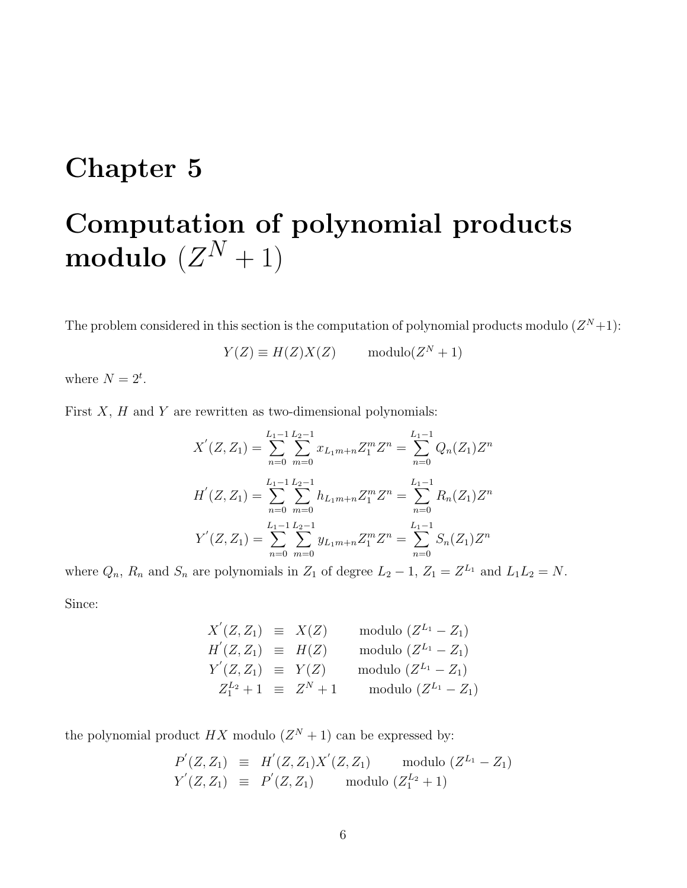# Chapter 5

# Computation of polynomial products modulo $(Z^N + 1)$

The problem considered in this section is the computation of polynomial products modulo $(Z^N+1)$:

$$Y(Z) \equiv H(Z)X(Z) \qquad \text{modulo}(Z^N + 1)$$

where $N = 2^t$.

First $X$, $H$ and $Y$ are rewritten as two-dimensional polynomials:

$$X^{'}(Z, Z_1) = \sum_{n=0}^{L_1-1} \sum_{m=0}^{L_2-1} x_{L_1 m+n} Z_1^m Z^n = \sum_{n=0}^{L_1-1} Q_n(Z_1) Z^n$$

$$H^{'}(Z, Z_1) = \sum_{n=0}^{L_1-1} \sum_{m=0}^{L_2-1} h_{L_1 m+n} Z_1^m Z^n = \sum_{n=0}^{L_1-1} R_n(Z_1) Z^n$$

$$Y^{'}(Z, Z_1) = \sum_{n=0}^{L_1-1} \sum_{m=0}^{L_2-1} y_{L_1 m+n} Z_1^m Z^n = \sum_{n=0}^{L_1-1} S_n(Z_1) Z^n$$

where $Q_n$, $R_n$ and $S_n$ are polynomials in $Z_1$ of degree $L_2 - 1$, $Z_1 = Z^{L_1}$ and $L_1 L_2 = N$.

Since:

$$\begin{aligned}
X^{'}(Z, Z_1) &\equiv X(Z) \qquad \text{modulo } (Z^{L_1} - Z_1) \\
H^{'}(Z, Z_1) &\equiv H(Z) \qquad \text{modulo } (Z^{L_1} - Z_1) \\
Y^{'}(Z, Z_1) &\equiv Y(Z) \qquad \text{modulo } (Z^{L_1} - Z_1) \\
Z_1^{L_2} + 1 &\equiv Z^N + 1 \qquad \text{modulo } (Z^{L_1} - Z_1)
\end{aligned}$$

the polynomial product $HX$ modulo $(Z^N + 1)$ can be expressed by:

$$\begin{aligned}
P^{'}(Z, Z_1) &\equiv H^{'}(Z, Z_1) X^{'}(Z, Z_1) \qquad \text{modulo } (Z^{L_1} - Z_1) \\
Y^{'}(Z, Z_1) &\equiv P^{'}(Z, Z_1) \qquad \text{modulo } (Z_1^{L_2} + 1)
\end{aligned}$$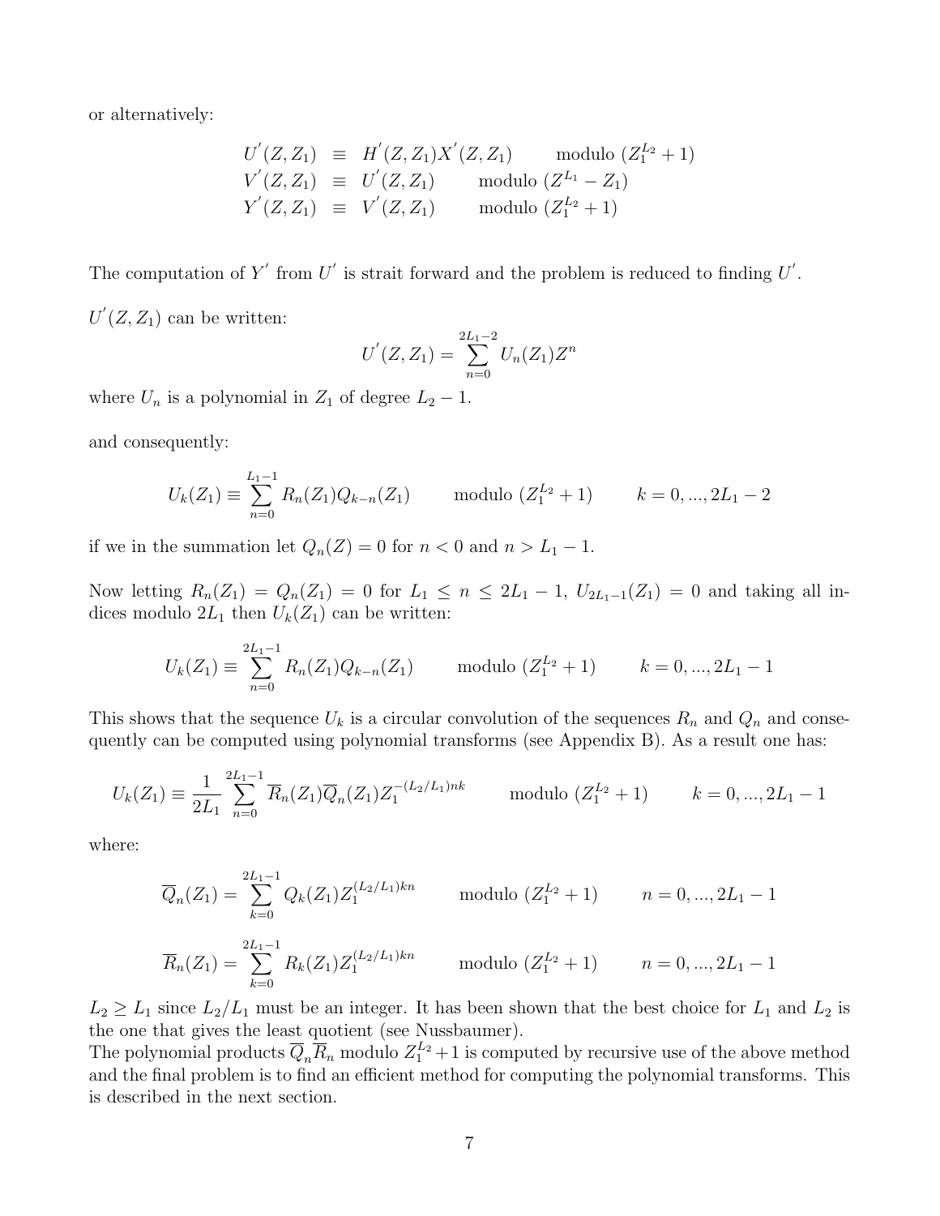or alternatively:

$$
\begin{aligned}
U^{'}(Z,Z_1) &\equiv H^{'}(Z,Z_1)X^{'}(Z,Z_1) \qquad \text{modulo } (Z_1^{L_2}+1) \\
V^{'}(Z,Z_1) &\equiv U^{'}(Z,Z_1) \qquad \text{modulo } (Z^{L_1}-Z_1) \\
Y^{'}(Z,Z_1) &\equiv V^{'}(Z,Z_1) \qquad \text{modulo } (Z_1^{L_2}+1)
\end{aligned}
$$

The computation of $Y^{'}$ from $U^{'}$ is strait forward and the problem is reduced to finding $U^{'}$.

$U^{'}(Z,Z_1)$ can be written:

$$
U^{'}(Z,Z_1) = \sum_{n=0}^{2L_1-2} U_n(Z_1)Z^n
$$

where $U_n$ is a polynomial in $Z_1$ of degree $L_2-1$.

and consequently:

$$
U_k(Z_1) \equiv \sum_{n=0}^{L_1-1} R_n(Z_1)Q_{k-n}(Z_1) \qquad \text{modulo } (Z_1^{L_2}+1) \qquad k=0,...,2L_1-2
$$

if we in the summation let $Q_n(Z)=0$ for $n<0$ and $n>L_1-1$.

Now letting $R_n(Z_1)=Q_n(Z_1)=0$ for $L_1 \leq n \leq 2L_1-1$, $U_{2L_1-1}(Z_1)=0$ and taking all indices modulo $2L_1$ then $U_k(Z_1)$ can be written:

$$
U_k(Z_1) \equiv \sum_{n=0}^{2L_1-1} R_n(Z_1)Q_{k-n}(Z_1) \qquad \text{modulo } (Z_1^{L_2}+1) \qquad k=0,...,2L_1-1
$$

This shows that the sequence $U_k$ is a circular convolution of the sequences $R_n$ and $Q_n$ and consequently can be computed using polynomial transforms (see Appendix B). As a result one has:

$$
U_k(Z_1) \equiv \frac{1}{2L_1}\sum_{n=0}^{2L_1-1} \overline{R}_n(Z_1)\overline{Q}_n(Z_1)Z_1^{-(L_2/L_1)nk} \qquad \text{modulo } (Z_1^{L_2}+1) \qquad k=0,...,2L_1-1
$$

where:

$$
\overline{Q}_n(Z_1) = \sum_{k=0}^{2L_1-1} Q_k(Z_1)Z_1^{(L_2/L_1)kn} \qquad \text{modulo } (Z_1^{L_2}+1) \qquad n=0,...,2L_1-1
$$

$$
\overline{R}_n(Z_1) = \sum_{k=0}^{2L_1-1} R_k(Z_1)Z_1^{(L_2/L_1)kn} \qquad \text{modulo } (Z_1^{L_2}+1) \qquad n=0,...,2L_1-1
$$

$L_2 \geq L_1$ since $L_2/L_1$ must be an integer. It has been shown that the best choice for $L_1$ and $L_2$ is the one that gives the least quotient (see Nussbaumer).
The polynomial products $\overline{Q}_n\overline{R}_n$ modulo $Z_1^{L_2}+1$ is computed by recursive use of the above method and the final problem is to find an efficient method for computing the polynomial transforms. This is described in the next section.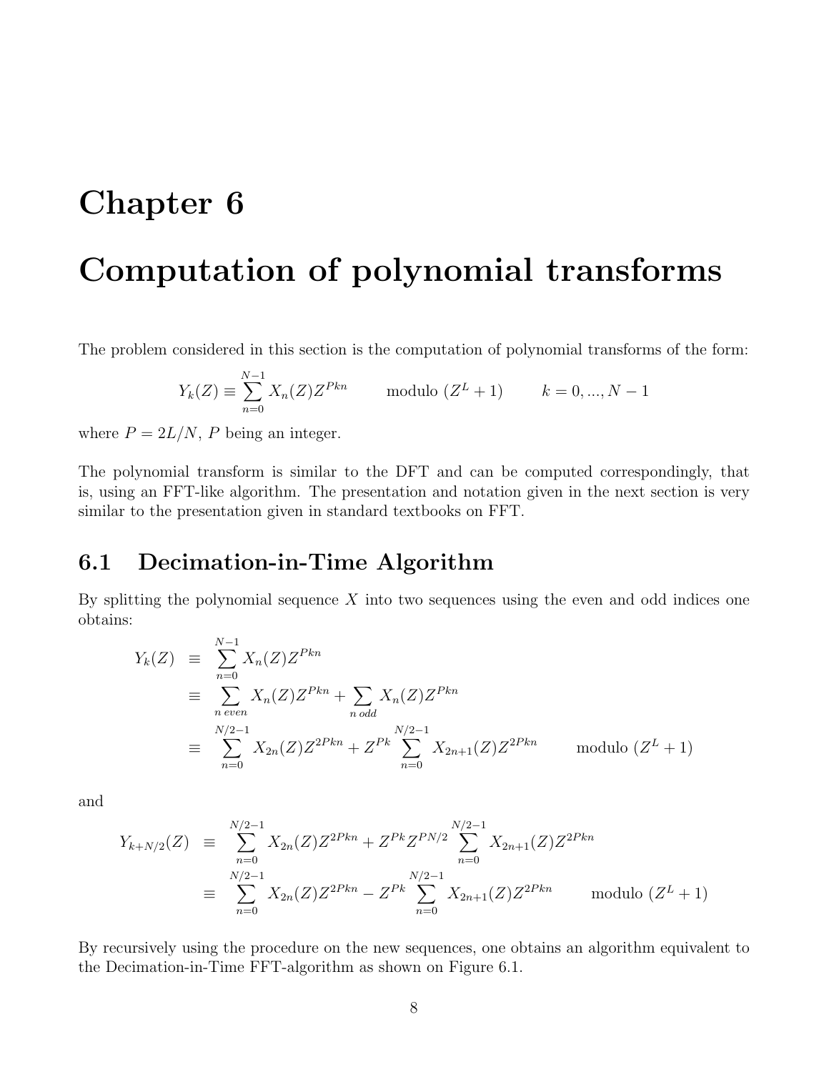# Chapter 6

# Computation of polynomial transforms

The problem considered in this section is the computation of polynomial transforms of the form:

$$Y_k(Z) \equiv \sum_{n=0}^{N-1} X_n(Z) Z^{Pkn} \qquad \text{modulo } (Z^L + 1) \qquad k = 0, ..., N-1$$

where $P = 2L/N$, $P$ being an integer.

The polynomial transform is similar to the DFT and can be computed correspondingly, that is, using an FFT-like algorithm. The presentation and notation given in the next section is very similar to the presentation given in standard textbooks on FFT.

## 6.1 Decimation-in-Time Algorithm

By splitting the polynomial sequence $X$ into two sequences using the even and odd indices one obtains:

$$\begin{aligned}
Y_k(Z) &\equiv \sum_{n=0}^{N-1} X_n(Z) Z^{Pkn} \\
&\equiv \sum_{n \text{ even}} X_n(Z) Z^{Pkn} + \sum_{n \text{ odd}} X_n(Z) Z^{Pkn} \\
&\equiv \sum_{n=0}^{N/2-1} X_{2n}(Z) Z^{2Pkn} + Z^{Pk} \sum_{n=0}^{N/2-1} X_{2n+1}(Z) Z^{2Pkn} \qquad \text{modulo } (Z^L + 1)
\end{aligned}$$

and

$$\begin{aligned}
Y_{k+N/2}(Z) &\equiv \sum_{n=0}^{N/2-1} X_{2n}(Z) Z^{2Pkn} + Z^{Pk} Z^{PN/2} \sum_{n=0}^{N/2-1} X_{2n+1}(Z) Z^{2Pkn} \\
&\equiv \sum_{n=0}^{N/2-1} X_{2n}(Z) Z^{2Pkn} - Z^{Pk} \sum_{n=0}^{N/2-1} X_{2n+1}(Z) Z^{2Pkn} \qquad \text{modulo } (Z^L + 1)
\end{aligned}$$

By recursively using the procedure on the new sequences, one obtains an algorithm equivalent to the Decimation-in-Time FFT-algorithm as shown on Figure 6.1.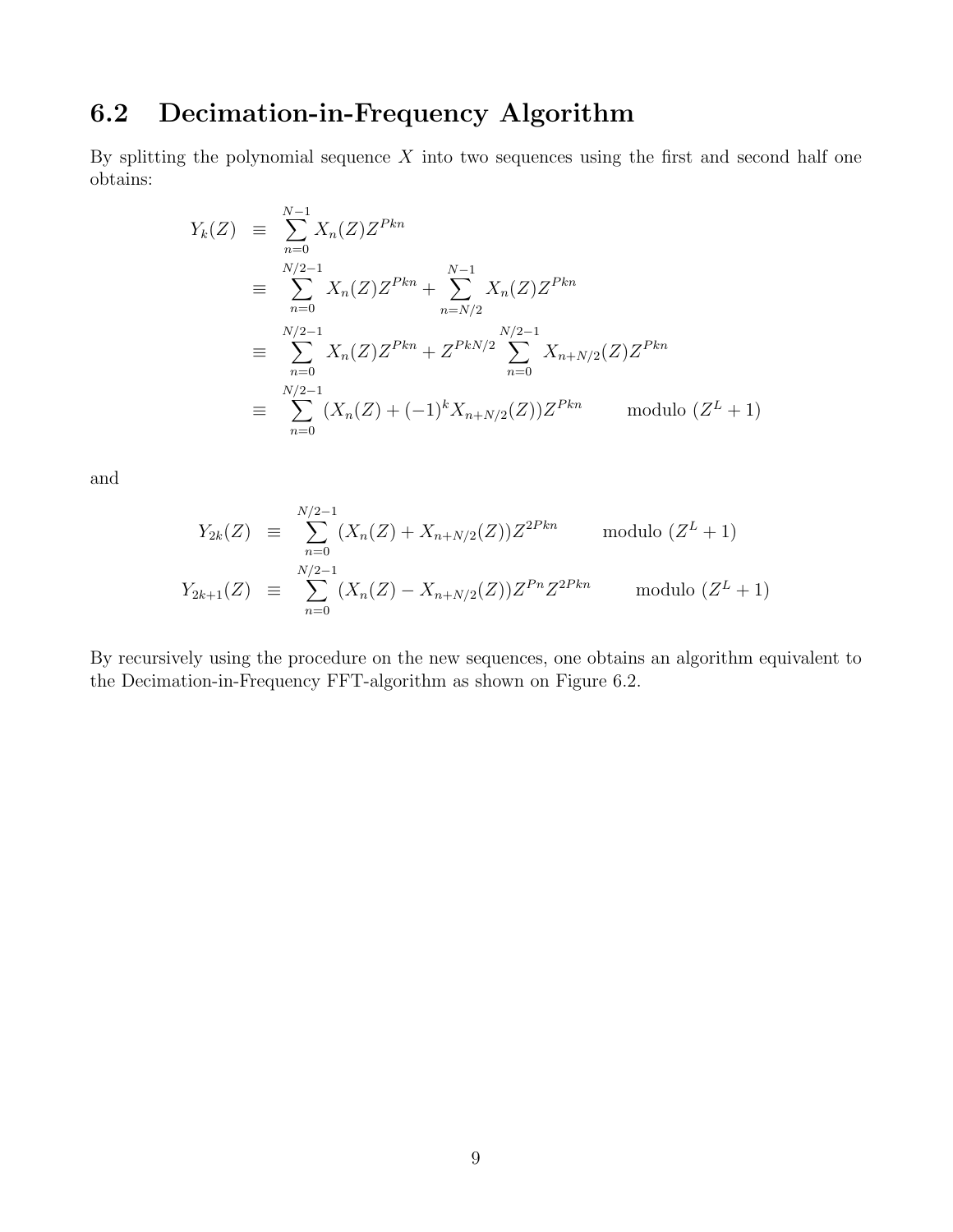## 6.2 Decimation-in-Frequency Algorithm

By splitting the polynomial sequence $X$ into two sequences using the first and second half one obtains:

$$
\begin{aligned}
Y_k(Z) &\equiv \sum_{n=0}^{N-1} X_n(Z) Z^{Pkn} \\
&\equiv \sum_{n=0}^{N/2-1} X_n(Z) Z^{Pkn} + \sum_{n=N/2}^{N-1} X_n(Z) Z^{Pkn} \\
&\equiv \sum_{n=0}^{N/2-1} X_n(Z) Z^{Pkn} + Z^{PkN/2} \sum_{n=0}^{N/2-1} X_{n+N/2}(Z) Z^{Pkn} \\
&\equiv \sum_{n=0}^{N/2-1} (X_n(Z) + (-1)^k X_{n+N/2}(Z)) Z^{Pkn} \qquad \text{modulo } (Z^L + 1)
\end{aligned}
$$

and

$$
\begin{aligned}
Y_{2k}(Z) &\equiv \sum_{n=0}^{N/2-1} (X_n(Z) + X_{n+N/2}(Z)) Z^{2Pkn} \qquad \text{modulo } (Z^L + 1) \\
Y_{2k+1}(Z) &\equiv \sum_{n=0}^{N/2-1} (X_n(Z) - X_{n+N/2}(Z)) Z^{Pn} Z^{2Pkn} \qquad \text{modulo } (Z^L + 1)
\end{aligned}
$$

By recursively using the procedure on the new sequences, one obtains an algorithm equivalent to the Decimation-in-Frequency FFT-algorithm as shown on Figure 6.2.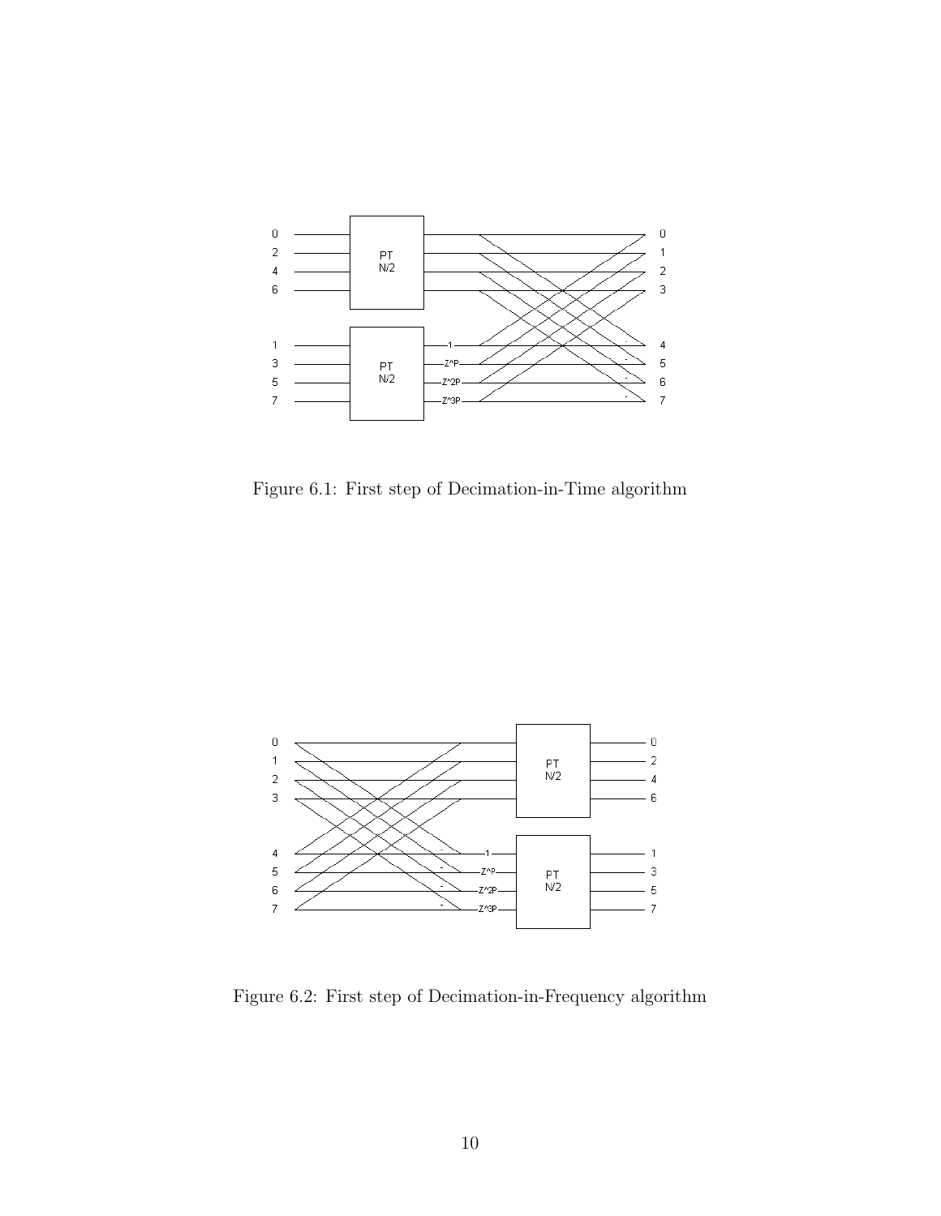Figure 6.1: First step of Decimation-in-Time algorithm

Figure 6.2: First step of Decimation-in-Frequency algorithm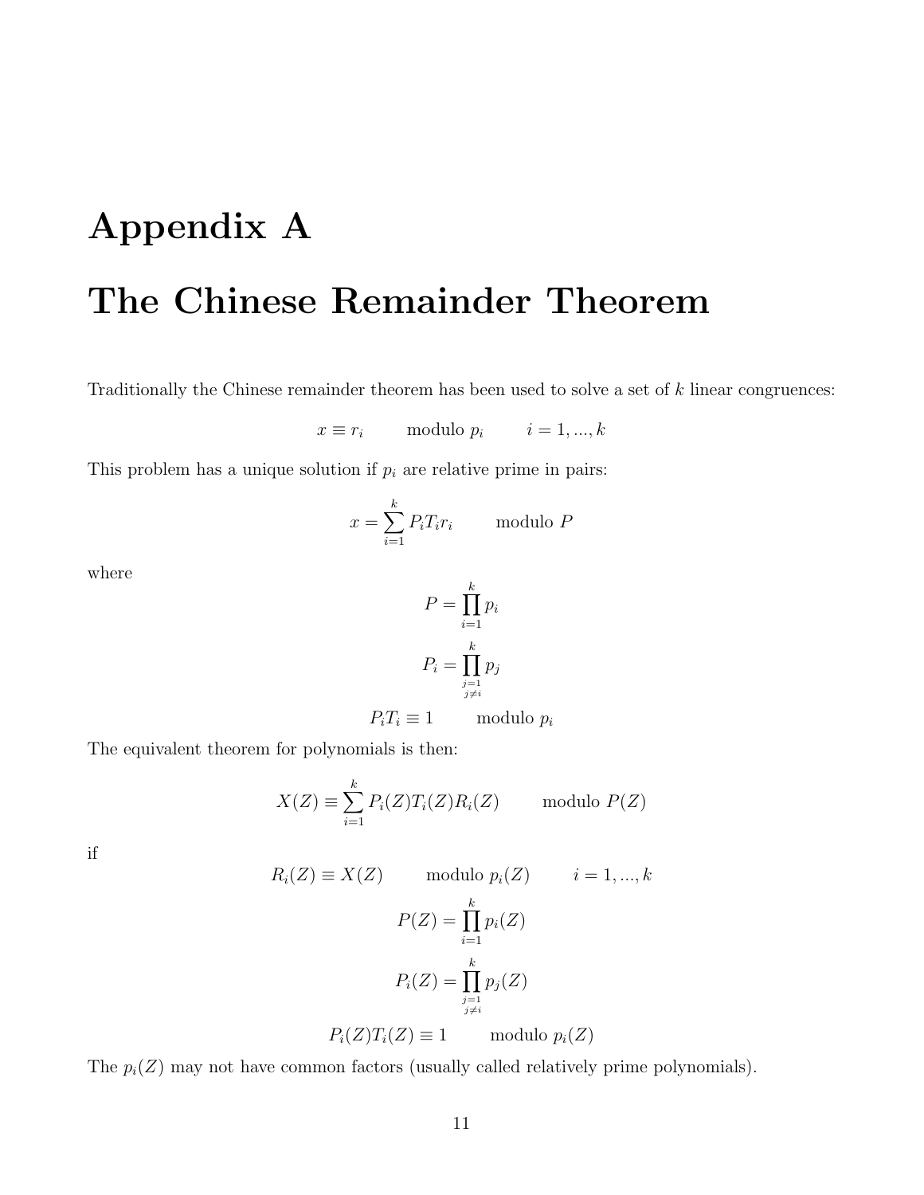# Appendix A

# The Chinese Remainder Theorem

Traditionally the Chinese remainder theorem has been used to solve a set of $k$ linear congruences:

$$x \equiv r_i \qquad \text{modulo } p_i \qquad i = 1, ..., k$$

This problem has a unique solution if $p_i$ are relative prime in pairs:

$$x = \sum_{i=1}^{k} P_i T_i r_i \qquad \text{modulo } P$$

where

$$P = \prod_{i=1}^{k} p_i$$

$$P_i = \prod_{\substack{j=1 \\ j \neq i}}^{k} p_j$$

$$P_i T_i \equiv 1 \qquad \text{modulo } p_i$$

The equivalent theorem for polynomials is then:

$$X(Z) \equiv \sum_{i=1}^{k} P_i(Z) T_i(Z) R_i(Z) \qquad \text{modulo } P(Z)$$

if

$$R_i(Z) \equiv X(Z) \qquad \text{modulo } p_i(Z) \qquad i = 1, ..., k$$

$$P(Z) = \prod_{i=1}^{k} p_i(Z)$$

$$P_i(Z) = \prod_{\substack{j=1 \\ j \neq i}}^{k} p_j(Z)$$

$$P_i(Z) T_i(Z) \equiv 1 \qquad \text{modulo } p_i(Z)$$

The $p_i(Z)$ may not have common factors (usually called relatively prime polynomials).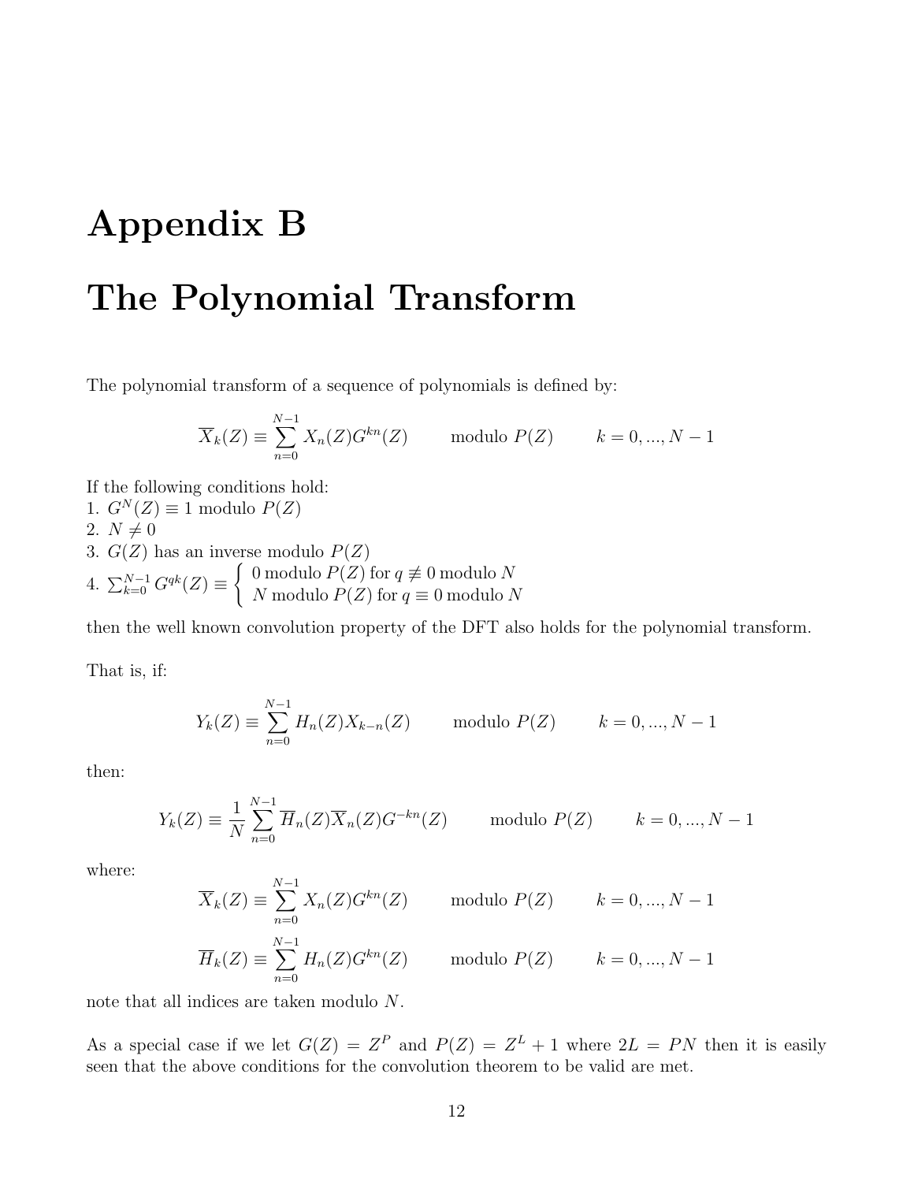# Appendix B

# The Polynomial Transform

The polynomial transform of a sequence of polynomials is defined by:

$$\overline{X}_k(Z) \equiv \sum_{n=0}^{N-1} X_n(Z) G^{kn}(Z) \qquad \text{modulo } P(Z) \qquad k = 0, ..., N-1$$

If the following conditions hold:
1. $G^N(Z) \equiv 1$ modulo $P(Z)$
2. $N \neq 0$
3. $G(Z)$ has an inverse modulo $P(Z)$
4. $\sum_{k=0}^{N-1} G^{qk}(Z) \equiv \begin{cases} 0 \text{ modulo } P(Z) \text{ for } q \not\equiv 0 \text{ modulo } N \\ N \text{ modulo } P(Z) \text{ for } q \equiv 0 \text{ modulo } N \end{cases}$

then the well known convolution property of the DFT also holds for the polynomial transform.

That is, if:

$$Y_k(Z) \equiv \sum_{n=0}^{N-1} H_n(Z) X_{k-n}(Z) \qquad \text{modulo } P(Z) \qquad k = 0, ..., N-1$$

then:

$$Y_k(Z) \equiv \frac{1}{N} \sum_{n=0}^{N-1} \overline{H}_n(Z) \overline{X}_n(Z) G^{-kn}(Z) \qquad \text{modulo } P(Z) \qquad k = 0, ..., N-1$$

where:

$$\overline{X}_k(Z) \equiv \sum_{n=0}^{N-1} X_n(Z) G^{kn}(Z) \qquad \text{modulo } P(Z) \qquad k = 0, ..., N-1$$

$$\overline{H}_k(Z) \equiv \sum_{n=0}^{N-1} H_n(Z) G^{kn}(Z) \qquad \text{modulo } P(Z) \qquad k = 0, ..., N-1$$

note that all indices are taken modulo $N$.

As a special case if we let $G(Z) = Z^P$ and $P(Z) = Z^L + 1$ where $2L = PN$ then it is easily seen that the above conditions for the convolution theorem to be valid are met.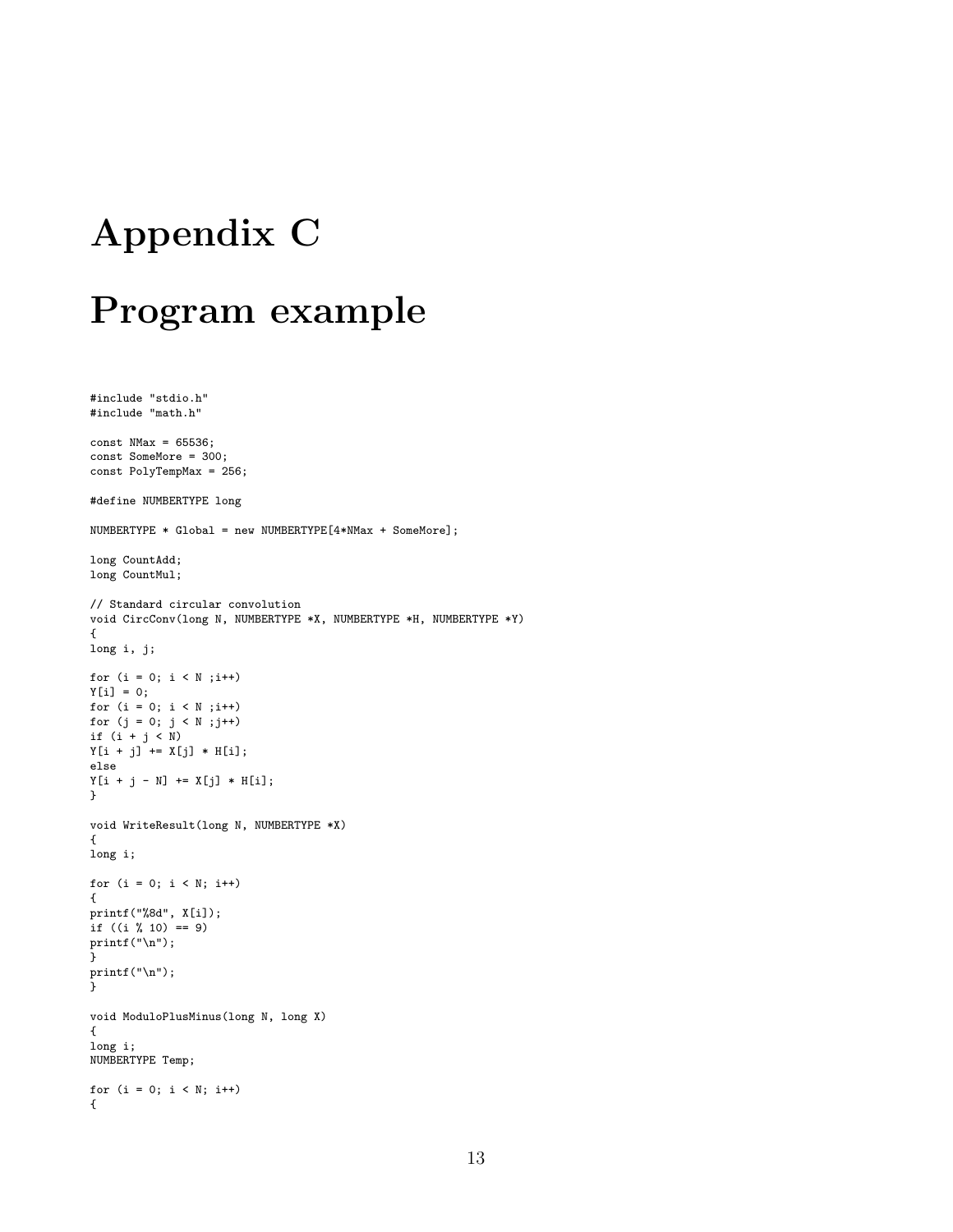# Appendix C

# Program example

```
#include "stdio.h"
#include "math.h"

const NMax = 65536;
const SomeMore = 300;
const PolyTempMax = 256;

#define NUMBERTYPE long

NUMBERTYPE * Global = new NUMBERTYPE[4*NMax + SomeMore];

long CountAdd;
long CountMul;

// Standard circular convolution
void CircConv(long N, NUMBERTYPE *X, NUMBERTYPE *H, NUMBERTYPE *Y)
{
long i, j;

for (i = 0; i < N ;i++)
Y[i] = 0;
for (i = 0; i < N ;i++)
for (j = 0; j < N ;j++)
if (i + j < N)
Y[i + j] += X[j] * H[i];
else
Y[i + j - N] += X[j] * H[i];
}

void WriteResult(long N, NUMBERTYPE *X)
{
long i;

for (i = 0; i < N; i++)
{
printf("%8d", X[i]);
if ((i % 10) == 9)
printf("\n");
}
printf("\n");
}

void ModuloPlusMinus(long N, long X)
{
long i;
NUMBERTYPE Temp;

for (i = 0; i < N; i++)
{
```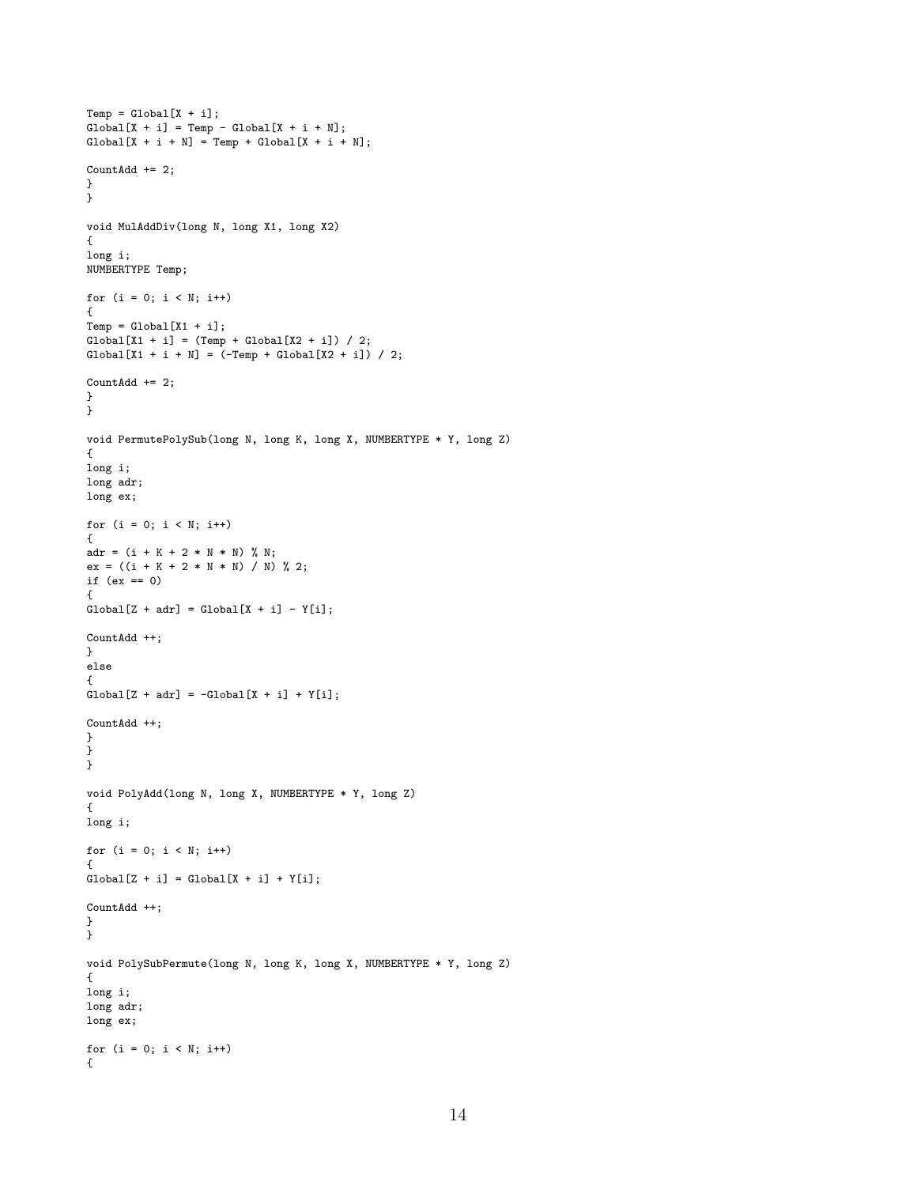```
Temp = Global[X + i];
Global[X + i] = Temp - Global[X + i + N];
Global[X + i + N] = Temp + Global[X + i + N];

CountAdd += 2;
}
}

void MulAddDiv(long N, long X1, long X2)
{
long i;
NUMBERTYPE Temp;

for (i = 0; i < N; i++)
{
Temp = Global[X1 + i];
Global[X1 + i] = (Temp + Global[X2 + i]) / 2;
Global[X1 + i + N] = (-Temp + Global[X2 + i]) / 2;

CountAdd += 2;
}
}

void PermutePolySub(long N, long K, long X, NUMBERTYPE * Y, long Z)
{
long i;
long adr;
long ex;

for (i = 0; i < N; i++)
{
adr = (i + K + 2 * N * N) % N;
ex = ((i + K + 2 * N * N) / N) % 2;
if (ex == 0)
{
Global[Z + adr] = Global[X + i] - Y[i];

CountAdd ++;
}
else
{
Global[Z + adr] = -Global[X + i] + Y[i];

CountAdd ++;
}
}
}

void PolyAdd(long N, long X, NUMBERTYPE * Y, long Z)
{
long i;

for (i = 0; i < N; i++)
{
Global[Z + i] = Global[X + i] + Y[i];

CountAdd ++;
}
}

void PolySubPermute(long N, long K, long X, NUMBERTYPE * Y, long Z)
{
long i;
long adr;
long ex;

for (i = 0; i < N; i++)
{
```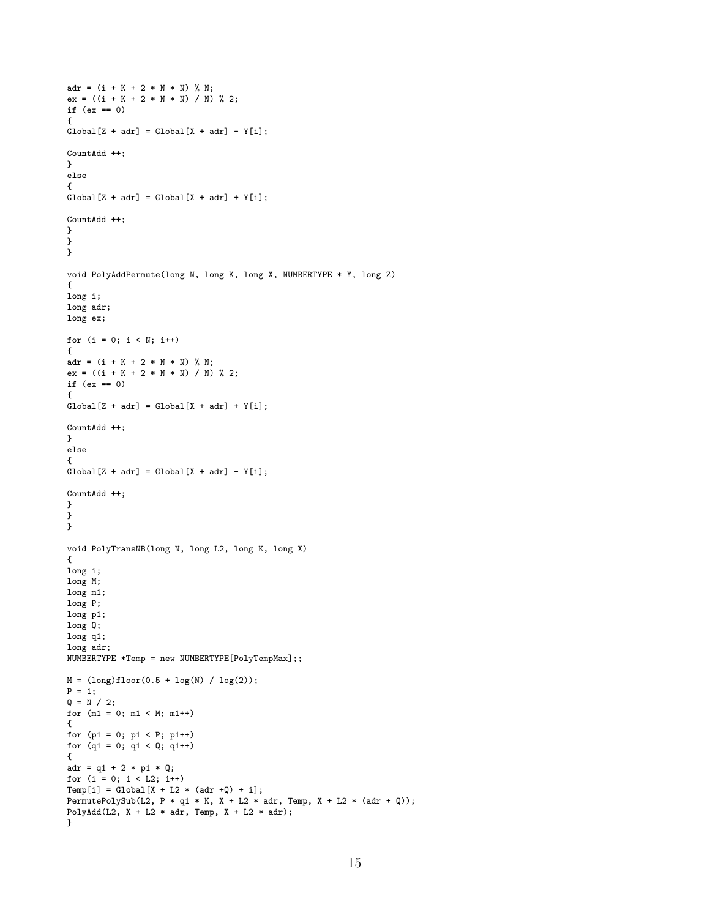```
adr = (i + K + 2 * N * N) % N;
ex = ((i + K + 2 * N * N) / N) % 2;
if (ex == 0)
{
Global[Z + adr] = Global[X + adr] - Y[i];

CountAdd ++;
}
else
{
Global[Z + adr] = Global[X + adr] + Y[i];

CountAdd ++;
}
}
}

void PolyAddPermute(long N, long K, long X, NUMBERTYPE * Y, long Z)
{
long i;
long adr;
long ex;

for (i = 0; i < N; i++)
{
adr = (i + K + 2 * N * N) % N;
ex = ((i + K + 2 * N * N) / N) % 2;
if (ex == 0)
{
Global[Z + adr] = Global[X + adr] + Y[i];

CountAdd ++;
}
else
{
Global[Z + adr] = Global[X + adr] - Y[i];

CountAdd ++;
}
}
}

void PolyTransNB(long N, long L2, long K, long X)
{
long i;
long M;
long m1;
long P;
long p1;
long Q;
long q1;
long adr;
NUMBERTYPE *Temp = new NUMBERTYPE[PolyTempMax];;

M = (long)floor(0.5 + log(N) / log(2));
P = 1;
Q = N / 2;
for (m1 = 0; m1 < M; m1++)
{
for (p1 = 0; p1 < P; p1++)
for (q1 = 0; q1 < Q; q1++)
{
adr = q1 + 2 * p1 * Q;
for (i = 0; i < L2; i++)
Temp[i] = Global[X + L2 * (adr +Q) + i];
PermutePolySub(L2, P * q1 * K, X + L2 * adr, Temp, X + L2 * (adr + Q));
PolyAdd(L2, X + L2 * adr, Temp, X + L2 * adr);
}
```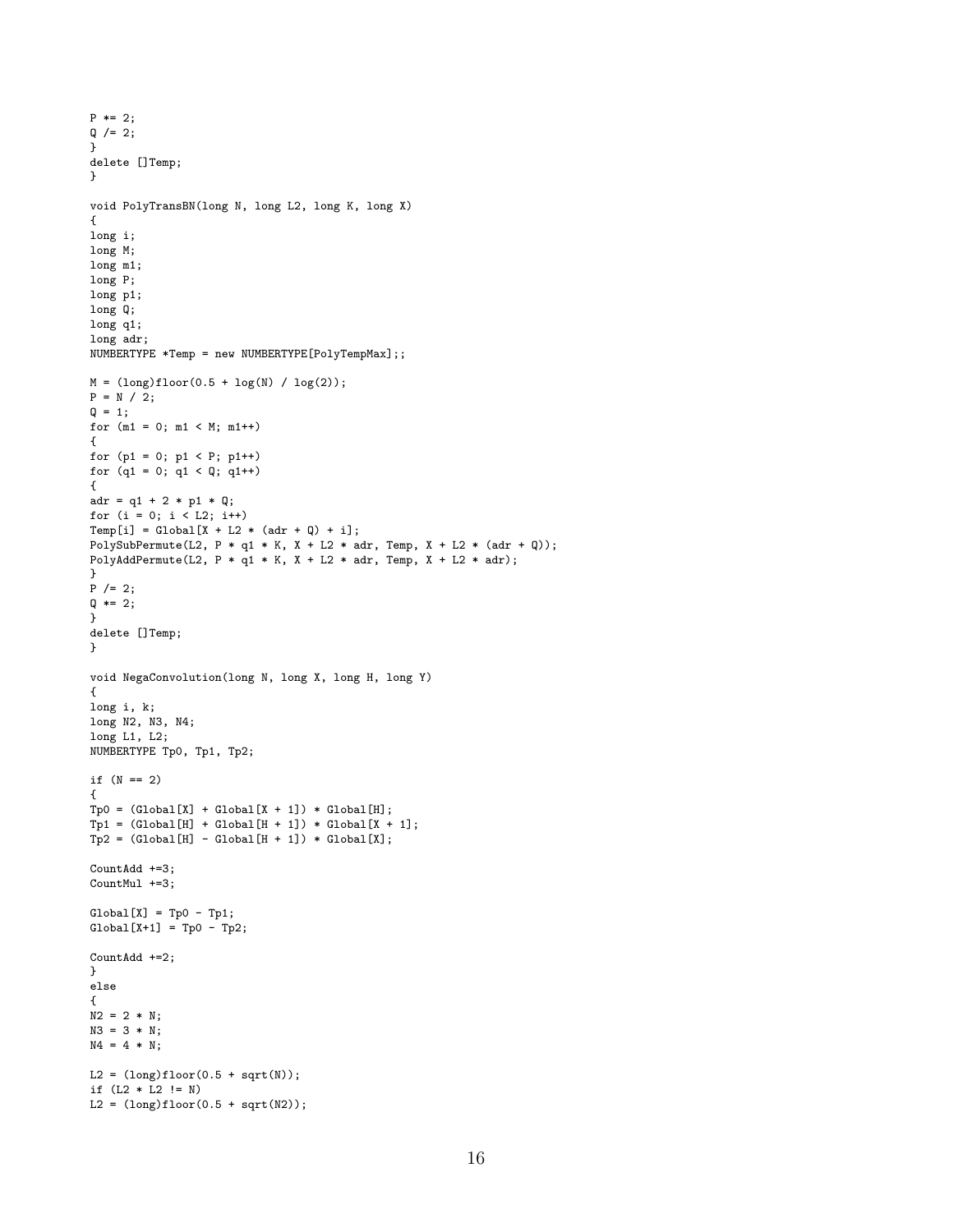```
P *= 2;
Q /= 2;
}
delete []Temp;
}

void PolyTransBN(long N, long L2, long K, long X)
{
long i;
long M;
long m1;
long P;
long p1;
long Q;
long q1;
long adr;
NUMBERTYPE *Temp = new NUMBERTYPE[PolyTempMax];;

M = (long)floor(0.5 + log(N) / log(2));
P = N / 2;
Q = 1;
for (m1 = 0; m1 < M; m1++)
{
for (p1 = 0; p1 < P; p1++)
for (q1 = 0; q1 < Q; q1++)
{
adr = q1 + 2 * p1 * Q;
for (i = 0; i < L2; i++)
Temp[i] = Global[X + L2 * (adr + Q) + i];
PolySubPermute(L2, P * q1 * K, X + L2 * adr, Temp, X + L2 * (adr + Q));
PolyAddPermute(L2, P * q1 * K, X + L2 * adr, Temp, X + L2 * adr);
}
P /= 2;
Q *= 2;
}
delete []Temp;
}

void NegaConvolution(long N, long X, long H, long Y)
{
long i, k;
long N2, N3, N4;
long L1, L2;
NUMBERTYPE Tp0, Tp1, Tp2;

if (N == 2)
{
Tp0 = (Global[X] + Global[X + 1]) * Global[H];
Tp1 = (Global[H] + Global[H + 1]) * Global[X + 1];
Tp2 = (Global[H] - Global[H + 1]) * Global[X];

CountAdd +=3;
CountMul +=3;

Global[X] = Tp0 - Tp1;
Global[X+1] = Tp0 - Tp2;

CountAdd +=2;
}
else
{
N2 = 2 * N;
N3 = 3 * N;
N4 = 4 * N;

L2 = (long)floor(0.5 + sqrt(N));
if (L2 * L2 != N)
L2 = (long)floor(0.5 + sqrt(N2));
```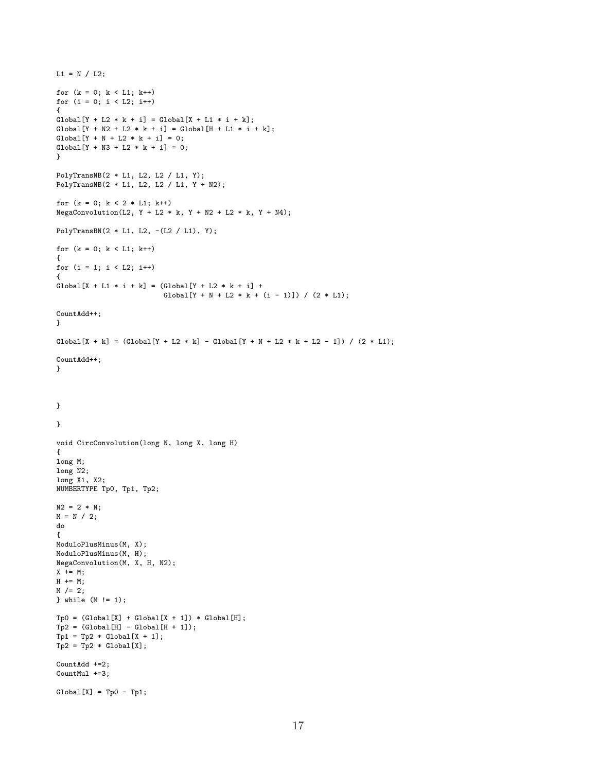```
L1 = N / L2;

for (k = 0; k < L1; k++)
for (i = 0; i < L2; i++)
{
Global[Y + L2 * k + i] = Global[X + L1 * i + k];
Global[Y + N2 + L2 * k + i] = Global[H + L1 * i + k];
Global[Y + N + L2 * k + i] = 0;
Global[Y + N3 + L2 * k + i] = 0;
}

PolyTransNB(2 * L1, L2, L2 / L1, Y);
PolyTransNB(2 * L1, L2, L2 / L1, Y + N2);

for (k = 0; k < 2 * L1; k++)
NegaConvolution(L2, Y + L2 * k, Y + N2 + L2 * k, Y + N4);

PolyTransBN(2 * L1, L2, -(L2 / L1), Y);

for (k = 0; k < L1; k++)
{
for (i = 1; i < L2; i++)
{
Global[X + L1 * i + k] = (Global[Y + L2 * k + i] +
                          Global[Y + N + L2 * k + (i - 1)]) / (2 * L1);

CountAdd++;
}

Global[X + k] = (Global[Y + L2 * k] - Global[Y + N + L2 * k + L2 - 1]) / (2 * L1);

CountAdd++;
}



}

}

void CircConvolution(long N, long X, long H)
{
long M;
long N2;
long X1, X2;
NUMBERTYPE Tp0, Tp1, Tp2;

N2 = 2 * N;
M = N / 2;
do
{
ModuloPlusMinus(M, X);
ModuloPlusMinus(M, H);
NegaConvolution(M, X, H, N2);
X += M;
H += M;
M /= 2;
} while (M != 1);

Tp0 = (Global[X] + Global[X + 1]) * Global[H];
Tp2 = (Global[H] - Global[H + 1]);
Tp1 = Tp2 * Global[X + 1];
Tp2 = Tp2 * Global[X];

CountAdd +=2;
CountMul +=3;

Global[X] = Tp0 - Tp1;
```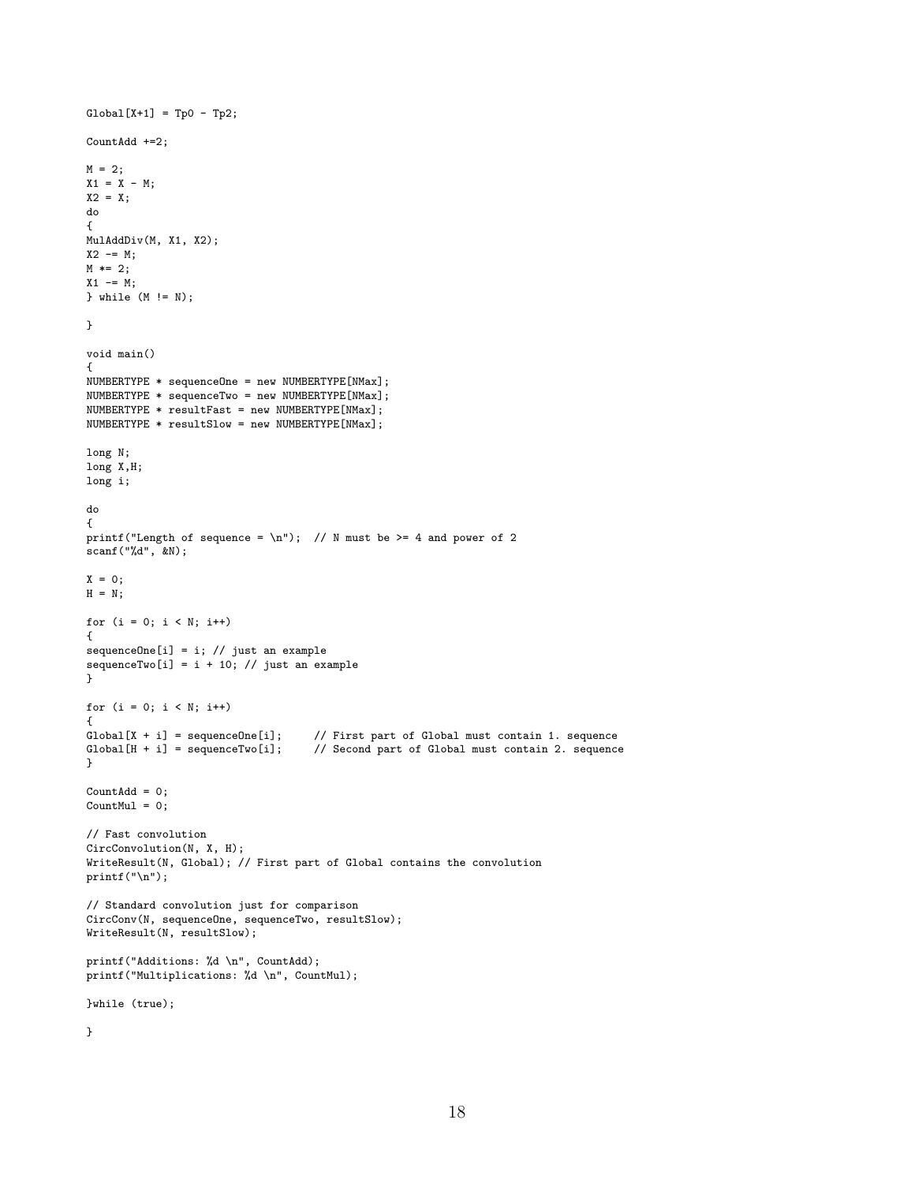```
Global[X+1] = Tp0 - Tp2;

CountAdd +=2;

M = 2;
X1 = X - M;
X2 = X;
do
{
MulAddDiv(M, X1, X2);
X2 -= M;
M *= 2;
X1 -= M;
} while (M != N);

}

void main()
{
NUMBERTYPE * sequenceOne = new NUMBERTYPE[NMax];
NUMBERTYPE * sequenceTwo = new NUMBERTYPE[NMax];
NUMBERTYPE * resultFast = new NUMBERTYPE[NMax];
NUMBERTYPE * resultSlow = new NUMBERTYPE[NMax];

long N;
long X,H;
long i;

do
{
printf("Length of sequence = \n");  // N must be >= 4 and power of 2
scanf("%d", &N);

X = 0;
H = N;

for (i = 0; i < N; i++)
{
sequenceOne[i] = i; // just an example
sequenceTwo[i] = i + 10; // just an example
}

for (i = 0; i < N; i++)
{
Global[X + i] = sequenceOne[i];     // First part of Global must contain 1. sequence
Global[H + i] = sequenceTwo[i];     // Second part of Global must contain 2. sequence
}

CountAdd = 0;
CountMul = 0;

// Fast convolution
CircConvolution(N, X, H);
WriteResult(N, Global); // First part of Global contains the convolution
printf("\n");

// Standard convolution just for comparison
CircConv(N, sequenceOne, sequenceTwo, resultSlow);
WriteResult(N, resultSlow);

printf("Additions: %d \n", CountAdd);
printf("Multiplications: %d \n", CountMul);

}while (true);

}
```